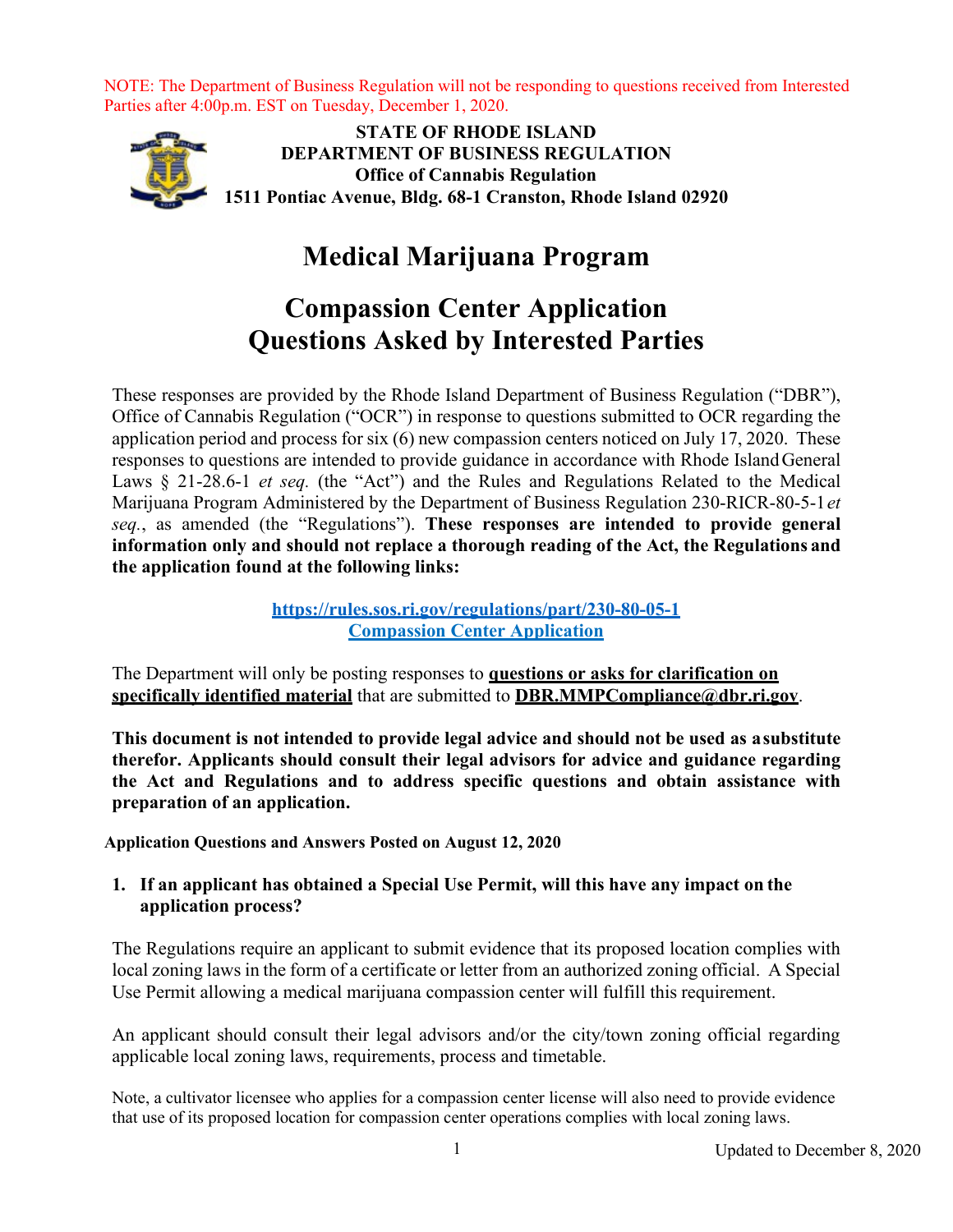NOTE: The Department of Business Regulation will not be responding to questions received from Interested Parties after 4:00p.m. EST on Tuesday, December 1, 2020.

**STATE OF RHODE ISLAND**
**DEPARTMENT OF BUSINESS REGULATION**
**Office of Cannabis Regulation**
**1511 Pontiac Avenue, Bldg. 68-1 Cranston, Rhode Island 02920**

# Medical Marijuana Program

# Compassion Center Application
# Questions Asked by Interested Parties

These responses are provided by the Rhode Island Department of Business Regulation ("DBR"), Office of Cannabis Regulation ("OCR") in response to questions submitted to OCR regarding the application period and process for six (6) new compassion centers noticed on July 17, 2020. These responses to questions are intended to provide guidance in accordance with Rhode Island General Laws § 21-28.6-1 *et seq.* (the "Act") and the Rules and Regulations Related to the Medical Marijuana Program Administered by the Department of Business Regulation 230-RICR-80-5-1 *et seq.*, as amended (the "Regulations"). **These responses are intended to provide general information only and should not replace a thorough reading of the Act, the Regulations and the application found at the following links:**

https://rules.sos.ri.gov/regulations/part/230-80-05-1
Compassion Center Application

The Department will only be posting responses to **questions or asks for clarification on specifically identified material** that are submitted to **DBR.MMPCompliance@dbr.ri.gov**.

**This document is not intended to provide legal advice and should not be used as a substitute therefor. Applicants should consult their legal advisors for advice and guidance regarding the Act and Regulations and to address specific questions and obtain assistance with preparation of an application.**

**Application Questions and Answers Posted on August 12, 2020**

1. **If an applicant has obtained a Special Use Permit, will this have any impact on the application process?**

The Regulations require an applicant to submit evidence that its proposed location complies with local zoning laws in the form of a certificate or letter from an authorized zoning official. A Special Use Permit allowing a medical marijuana compassion center will fulfill this requirement.

An applicant should consult their legal advisors and/or the city/town zoning official regarding applicable local zoning laws, requirements, process and timetable.

Note, a cultivator licensee who applies for a compassion center license will also need to provide evidence that use of its proposed location for compassion center operations complies with local zoning laws.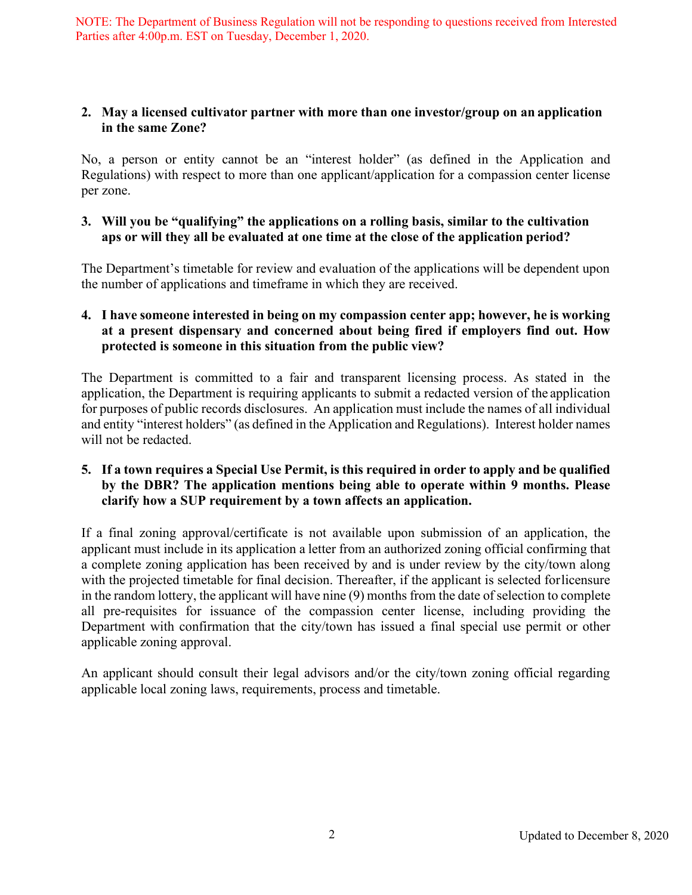NOTE: The Department of Business Regulation will not be responding to questions received from Interested Parties after 4:00p.m. EST on Tuesday, December 1, 2020.

**2. May a licensed cultivator partner with more than one investor/group on an application in the same Zone?**

No, a person or entity cannot be an "interest holder" (as defined in the Application and Regulations) with respect to more than one applicant/application for a compassion center license per zone.

**3. Will you be "qualifying" the applications on a rolling basis, similar to the cultivation aps or will they all be evaluated at one time at the close of the application period?**

The Department's timetable for review and evaluation of the applications will be dependent upon the number of applications and timeframe in which they are received.

**4. I have someone interested in being on my compassion center app; however, he is working at a present dispensary and concerned about being fired if employers find out. How protected is someone in this situation from the public view?**

The Department is committed to a fair and transparent licensing process. As stated in the application, the Department is requiring applicants to submit a redacted version of the application for purposes of public records disclosures. An application must include the names of all individual and entity "interest holders" (as defined in the Application and Regulations). Interest holder names will not be redacted.

**5. If a town requires a Special Use Permit, is this required in order to apply and be qualified by the DBR? The application mentions being able to operate within 9 months. Please clarify how a SUP requirement by a town affects an application.**

If a final zoning approval/certificate is not available upon submission of an application, the applicant must include in its application a letter from an authorized zoning official confirming that a complete zoning application has been received by and is under review by the city/town along with the projected timetable for final decision. Thereafter, if the applicant is selected for licensure in the random lottery, the applicant will have nine (9) months from the date of selection to complete all pre-requisites for issuance of the compassion center license, including providing the Department with confirmation that the city/town has issued a final special use permit or other applicable zoning approval.

An applicant should consult their legal advisors and/or the city/town zoning official regarding applicable local zoning laws, requirements, process and timetable.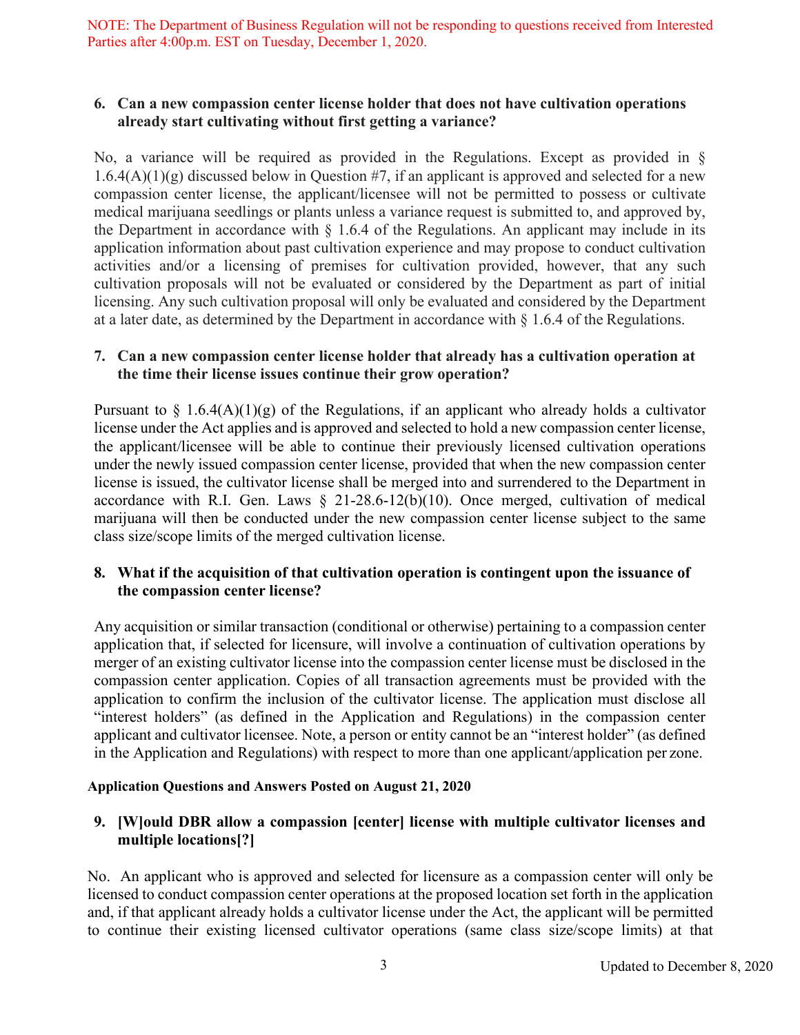NOTE: The Department of Business Regulation will not be responding to questions received from Interested Parties after 4:00p.m. EST on Tuesday, December 1, 2020.

**6. Can a new compassion center license holder that does not have cultivation operations already start cultivating without first getting a variance?**

No, a variance will be required as provided in the Regulations. Except as provided in § 1.6.4(A)(1)(g) discussed below in Question #7, if an applicant is approved and selected for a new compassion center license, the applicant/licensee will not be permitted to possess or cultivate medical marijuana seedlings or plants unless a variance request is submitted to, and approved by, the Department in accordance with § 1.6.4 of the Regulations. An applicant may include in its application information about past cultivation experience and may propose to conduct cultivation activities and/or a licensing of premises for cultivation provided, however, that any such cultivation proposals will not be evaluated or considered by the Department as part of initial licensing. Any such cultivation proposal will only be evaluated and considered by the Department at a later date, as determined by the Department in accordance with § 1.6.4 of the Regulations.

**7. Can a new compassion center license holder that already has a cultivation operation at the time their license issues continue their grow operation?**

Pursuant to § 1.6.4(A)(1)(g) of the Regulations, if an applicant who already holds a cultivator license under the Act applies and is approved and selected to hold a new compassion center license, the applicant/licensee will be able to continue their previously licensed cultivation operations under the newly issued compassion center license, provided that when the new compassion center license is issued, the cultivator license shall be merged into and surrendered to the Department in accordance with R.I. Gen. Laws § 21-28.6-12(b)(10). Once merged, cultivation of medical marijuana will then be conducted under the new compassion center license subject to the same class size/scope limits of the merged cultivation license.

**8. What if the acquisition of that cultivation operation is contingent upon the issuance of the compassion center license?**

Any acquisition or similar transaction (conditional or otherwise) pertaining to a compassion center application that, if selected for licensure, will involve a continuation of cultivation operations by merger of an existing cultivator license into the compassion center license must be disclosed in the compassion center application. Copies of all transaction agreements must be provided with the application to confirm the inclusion of the cultivator license. The application must disclose all "interest holders" (as defined in the Application and Regulations) in the compassion center applicant and cultivator licensee. Note, a person or entity cannot be an "interest holder" (as defined in the Application and Regulations) with respect to more than one applicant/application per zone.

**Application Questions and Answers Posted on August 21, 2020**

**9. [W]ould DBR allow a compassion [center] license with multiple cultivator licenses and multiple locations[?]**

No. An applicant who is approved and selected for licensure as a compassion center will only be licensed to conduct compassion center operations at the proposed location set forth in the application and, if that applicant already holds a cultivator license under the Act, the applicant will be permitted to continue their existing licensed cultivator operations (same class size/scope limits) at that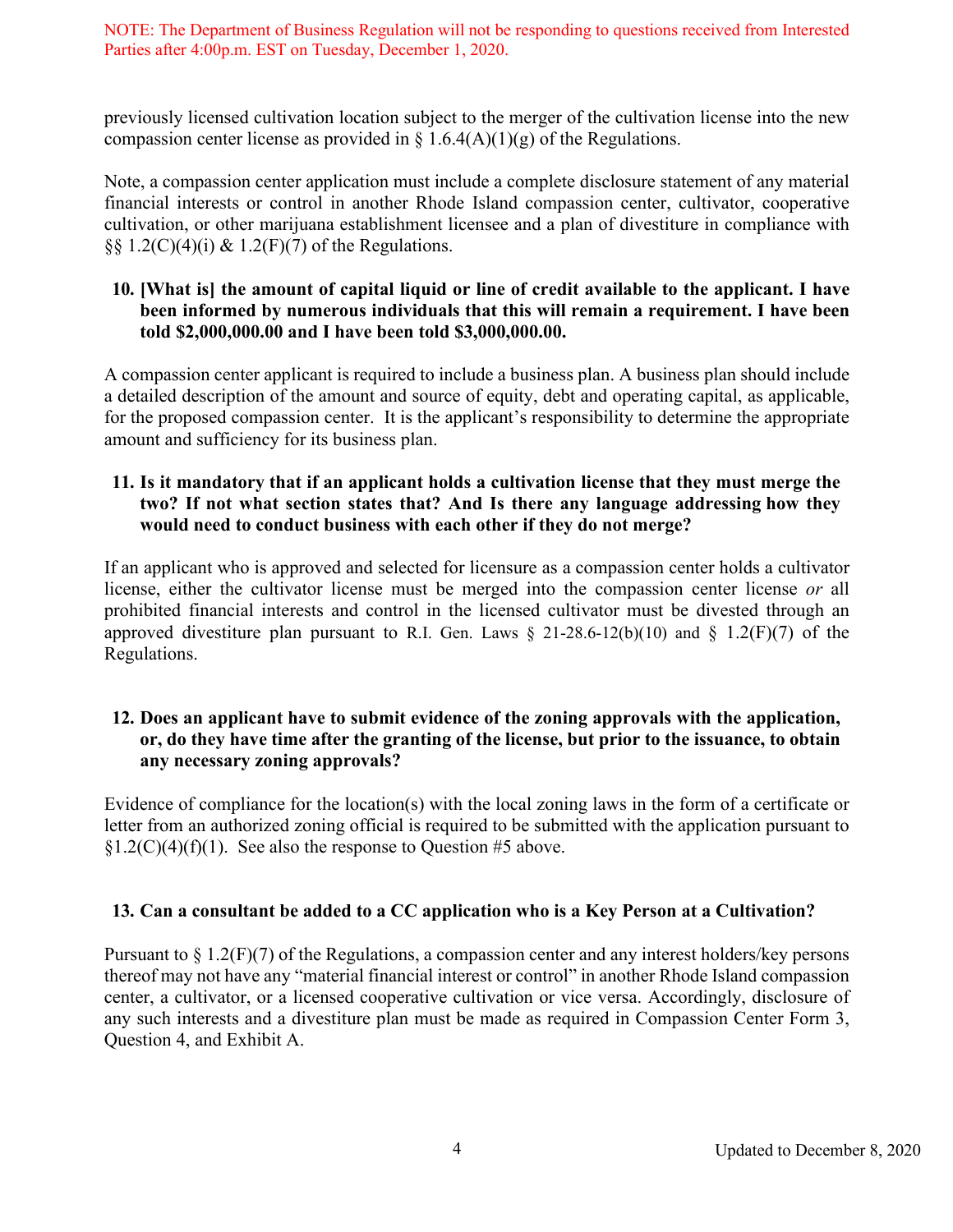NOTE: The Department of Business Regulation will not be responding to questions received from Interested Parties after 4:00p.m. EST on Tuesday, December 1, 2020.

previously licensed cultivation location subject to the merger of the cultivation license into the new compassion center license as provided in § 1.6.4(A)(1)(g) of the Regulations.

Note, a compassion center application must include a complete disclosure statement of any material financial interests or control in another Rhode Island compassion center, cultivator, cooperative cultivation, or other marijuana establishment licensee and a plan of divestiture in compliance with §§ 1.2(C)(4)(i) & 1.2(F)(7) of the Regulations.

**10. [What is] the amount of capital liquid or line of credit available to the applicant. I have been informed by numerous individuals that this will remain a requirement. I have been told $2,000,000.00 and I have been told $3,000,000.00.**

A compassion center applicant is required to include a business plan. A business plan should include a detailed description of the amount and source of equity, debt and operating capital, as applicable, for the proposed compassion center. It is the applicant's responsibility to determine the appropriate amount and sufficiency for its business plan.

**11. Is it mandatory that if an applicant holds a cultivation license that they must merge the two? If not what section states that? And Is there any language addressing how they would need to conduct business with each other if they do not merge?**

If an applicant who is approved and selected for licensure as a compassion center holds a cultivator license, either the cultivator license must be merged into the compassion center license *or* all prohibited financial interests and control in the licensed cultivator must be divested through an approved divestiture plan pursuant to R.I. Gen. Laws § 21-28.6-12(b)(10) and § 1.2(F)(7) of the Regulations.

**12. Does an applicant have to submit evidence of the zoning approvals with the application, or, do they have time after the granting of the license, but prior to the issuance, to obtain any necessary zoning approvals?**

Evidence of compliance for the location(s) with the local zoning laws in the form of a certificate or letter from an authorized zoning official is required to be submitted with the application pursuant to §1.2(C)(4)(f)(1). See also the response to Question #5 above.

**13. Can a consultant be added to a CC application who is a Key Person at a Cultivation?**

Pursuant to § 1.2(F)(7) of the Regulations, a compassion center and any interest holders/key persons thereof may not have any "material financial interest or control" in another Rhode Island compassion center, a cultivator, or a licensed cooperative cultivation or vice versa. Accordingly, disclosure of any such interests and a divestiture plan must be made as required in Compassion Center Form 3, Question 4, and Exhibit A.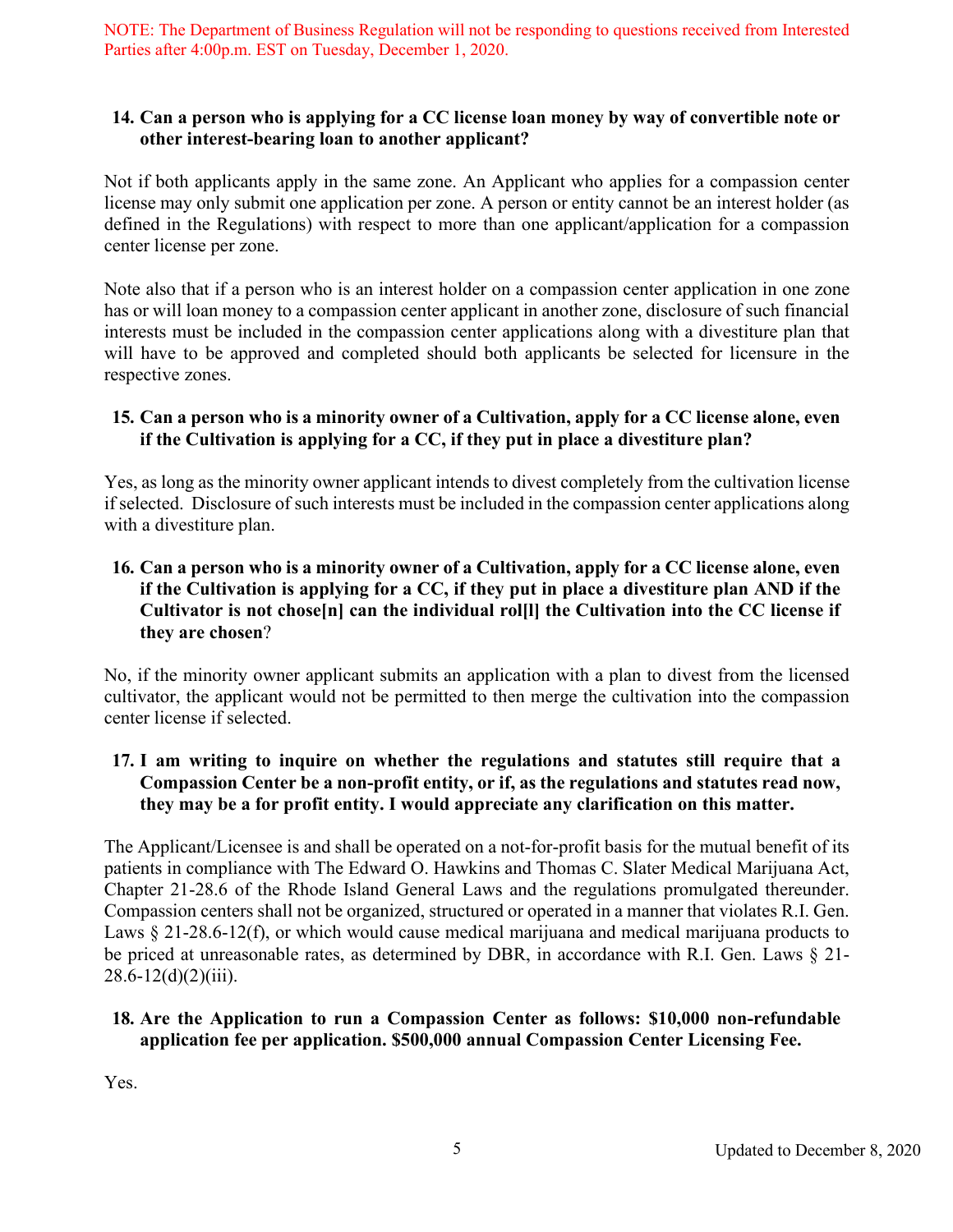NOTE: The Department of Business Regulation will not be responding to questions received from Interested Parties after 4:00p.m. EST on Tuesday, December 1, 2020.

**14. Can a person who is applying for a CC license loan money by way of convertible note or other interest-bearing loan to another applicant?**

Not if both applicants apply in the same zone. An Applicant who applies for a compassion center license may only submit one application per zone. A person or entity cannot be an interest holder (as defined in the Regulations) with respect to more than one applicant/application for a compassion center license per zone.

Note also that if a person who is an interest holder on a compassion center application in one zone has or will loan money to a compassion center applicant in another zone, disclosure of such financial interests must be included in the compassion center applications along with a divestiture plan that will have to be approved and completed should both applicants be selected for licensure in the respective zones.

**15. Can a person who is a minority owner of a Cultivation, apply for a CC license alone, even if the Cultivation is applying for a CC, if they put in place a divestiture plan?**

Yes, as long as the minority owner applicant intends to divest completely from the cultivation license if selected. Disclosure of such interests must be included in the compassion center applications along with a divestiture plan.

**16. Can a person who is a minority owner of a Cultivation, apply for a CC license alone, even if the Cultivation is applying for a CC, if they put in place a divestiture plan AND if the Cultivator is not chose[n] can the individual rol[l] the Cultivation into the CC license if they are chosen?**

No, if the minority owner applicant submits an application with a plan to divest from the licensed cultivator, the applicant would not be permitted to then merge the cultivation into the compassion center license if selected.

**17. I am writing to inquire on whether the regulations and statutes still require that a Compassion Center be a non-profit entity, or if, as the regulations and statutes read now, they may be a for profit entity. I would appreciate any clarification on this matter.**

The Applicant/Licensee is and shall be operated on a not-for-profit basis for the mutual benefit of its patients in compliance with The Edward O. Hawkins and Thomas C. Slater Medical Marijuana Act, Chapter 21-28.6 of the Rhode Island General Laws and the regulations promulgated thereunder. Compassion centers shall not be organized, structured or operated in a manner that violates R.I. Gen. Laws § 21-28.6-12(f), or which would cause medical marijuana and medical marijuana products to be priced at unreasonable rates, as determined by DBR, in accordance with R.I. Gen. Laws § 21-28.6-12(d)(2)(iii).

**18. Are the Application to run a Compassion Center as follows: $10,000 non-refundable application fee per application. $500,000 annual Compassion Center Licensing Fee.**

Yes.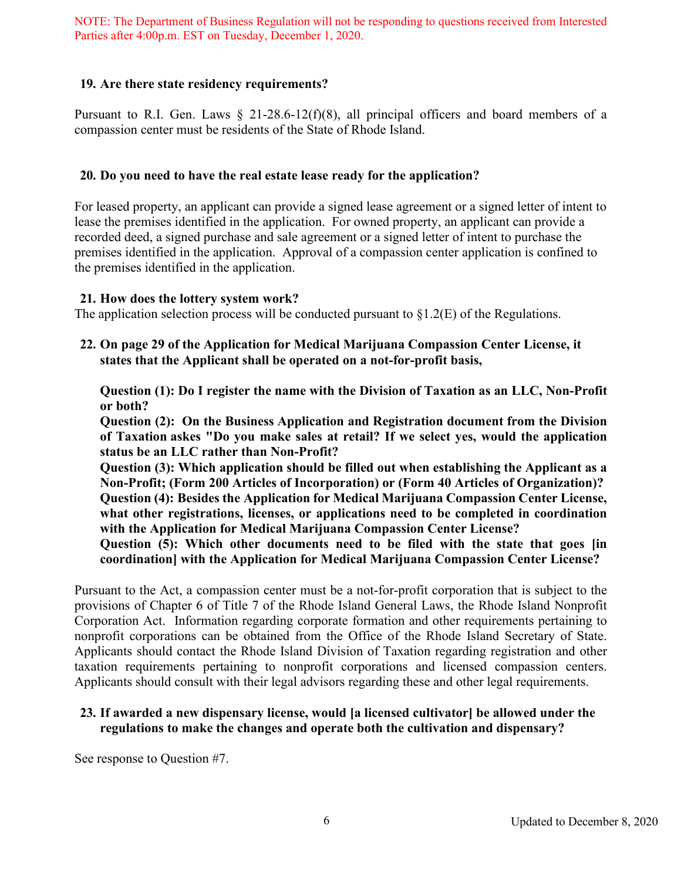NOTE: The Department of Business Regulation will not be responding to questions received from Interested Parties after 4:00p.m. EST on Tuesday, December 1, 2020.

**19. Are there state residency requirements?**

Pursuant to R.I. Gen. Laws § 21-28.6-12(f)(8), all principal officers and board members of a compassion center must be residents of the State of Rhode Island.

**20. Do you need to have the real estate lease ready for the application?**

For leased property, an applicant can provide a signed lease agreement or a signed letter of intent to lease the premises identified in the application. For owned property, an applicant can provide a recorded deed, a signed purchase and sale agreement or a signed letter of intent to purchase the premises identified in the application. Approval of a compassion center application is confined to the premises identified in the application.

**21. How does the lottery system work?**

The application selection process will be conducted pursuant to §1.2(E) of the Regulations.

**22. On page 29 of the Application for Medical Marijuana Compassion Center License, it states that the Applicant shall be operated on a not-for-profit basis,**

**Question (1): Do I register the name with the Division of Taxation as an LLC, Non-Profit or both?**

**Question (2): On the Business Application and Registration document from the Division of Taxation askes "Do you make sales at retail? If we select yes, would the application status be an LLC rather than Non-Profit?**

**Question (3): Which application should be filled out when establishing the Applicant as a Non-Profit; (Form 200 Articles of Incorporation) or (Form 40 Articles of Organization)?**

**Question (4): Besides the Application for Medical Marijuana Compassion Center License, what other registrations, licenses, or applications need to be completed in coordination with the Application for Medical Marijuana Compassion Center License?**

**Question (5): Which other documents need to be filed with the state that goes [in coordination] with the Application for Medical Marijuana Compassion Center License?**

Pursuant to the Act, a compassion center must be a not-for-profit corporation that is subject to the provisions of Chapter 6 of Title 7 of the Rhode Island General Laws, the Rhode Island Nonprofit Corporation Act. Information regarding corporate formation and other requirements pertaining to nonprofit corporations can be obtained from the Office of the Rhode Island Secretary of State. Applicants should contact the Rhode Island Division of Taxation regarding registration and other taxation requirements pertaining to nonprofit corporations and licensed compassion centers. Applicants should consult with their legal advisors regarding these and other legal requirements.

**23. If awarded a new dispensary license, would [a licensed cultivator] be allowed under the regulations to make the changes and operate both the cultivation and dispensary?**

See response to Question #7.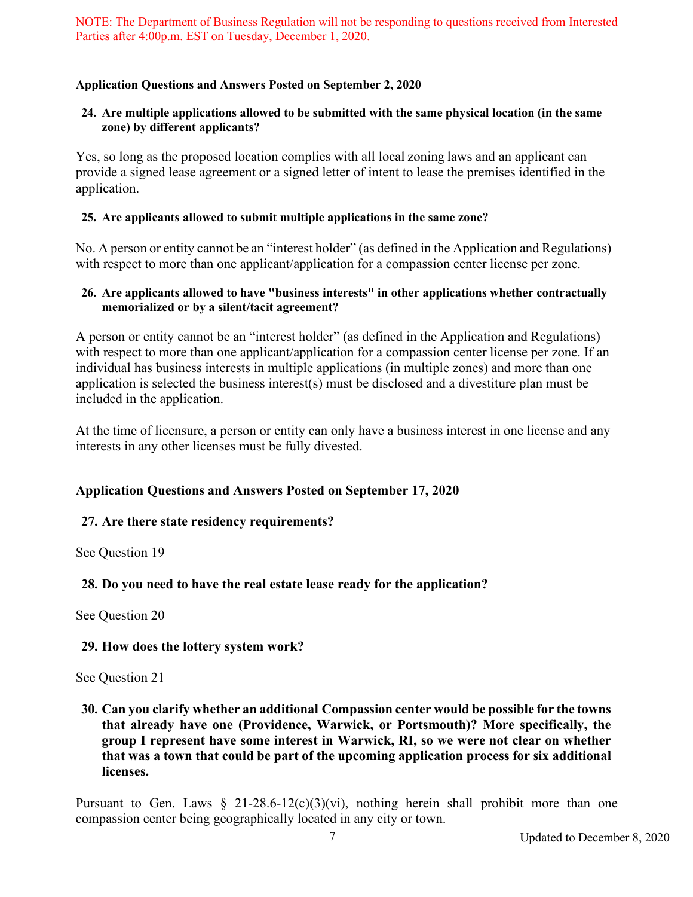NOTE: The Department of Business Regulation will not be responding to questions received from Interested Parties after 4:00p.m. EST on Tuesday, December 1, 2020.

**Application Questions and Answers Posted on September 2, 2020**

**24. Are multiple applications allowed to be submitted with the same physical location (in the same zone) by different applicants?**

Yes, so long as the proposed location complies with all local zoning laws and an applicant can provide a signed lease agreement or a signed letter of intent to lease the premises identified in the application.

**25. Are applicants allowed to submit multiple applications in the same zone?**

No. A person or entity cannot be an "interest holder" (as defined in the Application and Regulations) with respect to more than one applicant/application for a compassion center license per zone.

**26. Are applicants allowed to have "business interests" in other applications whether contractually memorialized or by a silent/tacit agreement?**

A person or entity cannot be an "interest holder" (as defined in the Application and Regulations) with respect to more than one applicant/application for a compassion center license per zone. If an individual has business interests in multiple applications (in multiple zones) and more than one application is selected the business interest(s) must be disclosed and a divestiture plan must be included in the application.

At the time of licensure, a person or entity can only have a business interest in one license and any interests in any other licenses must be fully divested.

**Application Questions and Answers Posted on September 17, 2020**

**27. Are there state residency requirements?**

See Question 19

**28. Do you need to have the real estate lease ready for the application?**

See Question 20

**29. How does the lottery system work?**

See Question 21

**30. Can you clarify whether an additional Compassion center would be possible for the towns that already have one (Providence, Warwick, or Portsmouth)? More specifically, the group I represent have some interest in Warwick, RI, so we were not clear on whether that was a town that could be part of the upcoming application process for six additional licenses.**

Pursuant to Gen. Laws § 21-28.6-12(c)(3)(vi), nothing herein shall prohibit more than one compassion center being geographically located in any city or town.

Updated to December 8, 2020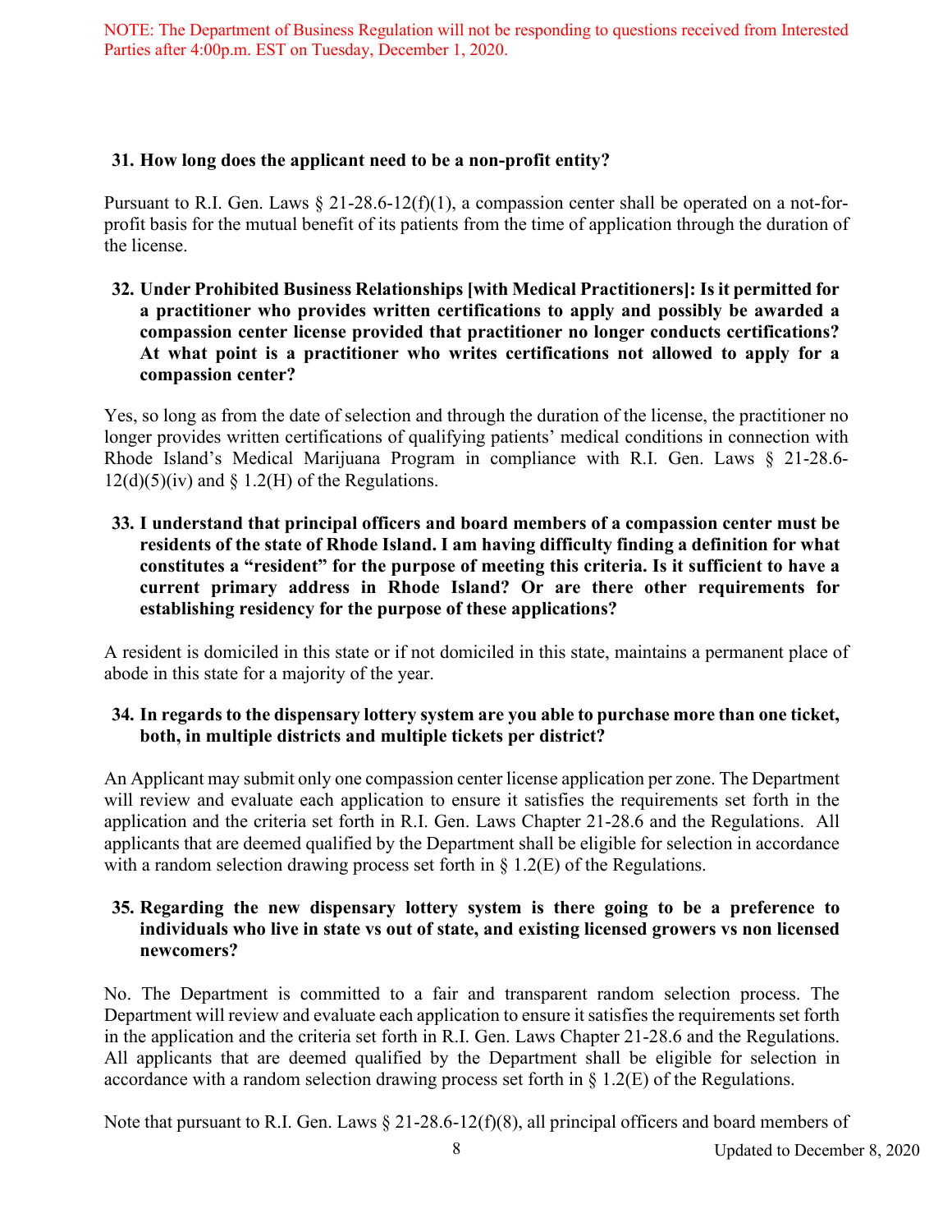NOTE: The Department of Business Regulation will not be responding to questions received from Interested Parties after 4:00p.m. EST on Tuesday, December 1, 2020.

**31. How long does the applicant need to be a non-profit entity?**

Pursuant to R.I. Gen. Laws § 21-28.6-12(f)(1), a compassion center shall be operated on a not-for-profit basis for the mutual benefit of its patients from the time of application through the duration of the license.

**32. Under Prohibited Business Relationships [with Medical Practitioners]: Is it permitted for a practitioner who provides written certifications to apply and possibly be awarded a compassion center license provided that practitioner no longer conducts certifications? At what point is a practitioner who writes certifications not allowed to apply for a compassion center?**

Yes, so long as from the date of selection and through the duration of the license, the practitioner no longer provides written certifications of qualifying patients' medical conditions in connection with Rhode Island's Medical Marijuana Program in compliance with R.I. Gen. Laws § 21-28.6-12(d)(5)(iv) and § 1.2(H) of the Regulations.

**33. I understand that principal officers and board members of a compassion center must be residents of the state of Rhode Island. I am having difficulty finding a definition for what constitutes a "resident" for the purpose of meeting this criteria. Is it sufficient to have a current primary address in Rhode Island? Or are there other requirements for establishing residency for the purpose of these applications?**

A resident is domiciled in this state or if not domiciled in this state, maintains a permanent place of abode in this state for a majority of the year.

**34. In regards to the dispensary lottery system are you able to purchase more than one ticket, both, in multiple districts and multiple tickets per district?**

An Applicant may submit only one compassion center license application per zone. The Department will review and evaluate each application to ensure it satisfies the requirements set forth in the application and the criteria set forth in R.I. Gen. Laws Chapter 21-28.6 and the Regulations. All applicants that are deemed qualified by the Department shall be eligible for selection in accordance with a random selection drawing process set forth in § 1.2(E) of the Regulations.

**35. Regarding the new dispensary lottery system is there going to be a preference to individuals who live in state vs out of state, and existing licensed growers vs non licensed newcomers?**

No. The Department is committed to a fair and transparent random selection process. The Department will review and evaluate each application to ensure it satisfies the requirements set forth in the application and the criteria set forth in R.I. Gen. Laws Chapter 21-28.6 and the Regulations. All applicants that are deemed qualified by the Department shall be eligible for selection in accordance with a random selection drawing process set forth in § 1.2(E) of the Regulations.

Note that pursuant to R.I. Gen. Laws § 21-28.6-12(f)(8), all principal officers and board members of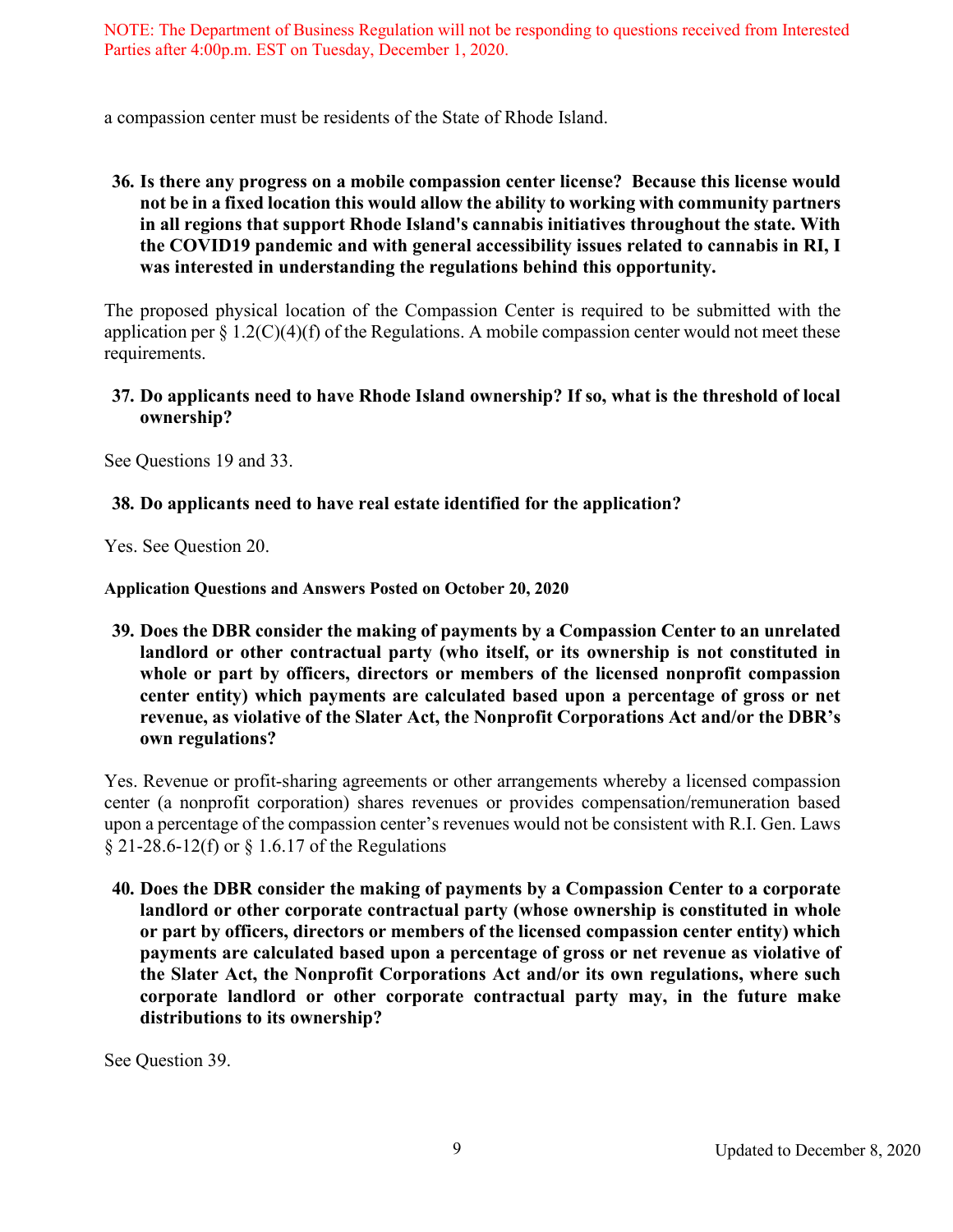NOTE: The Department of Business Regulation will not be responding to questions received from Interested Parties after 4:00p.m. EST on Tuesday, December 1, 2020.

a compassion center must be residents of the State of Rhode Island.

**36. Is there any progress on a mobile compassion center license? Because this license would not be in a fixed location this would allow the ability to working with community partners in all regions that support Rhode Island's cannabis initiatives throughout the state. With the COVID19 pandemic and with general accessibility issues related to cannabis in RI, I was interested in understanding the regulations behind this opportunity.**

The proposed physical location of the Compassion Center is required to be submitted with the application per § 1.2(C)(4)(f) of the Regulations. A mobile compassion center would not meet these requirements.

**37. Do applicants need to have Rhode Island ownership? If so, what is the threshold of local ownership?**

See Questions 19 and 33.

**38. Do applicants need to have real estate identified for the application?**

Yes. See Question 20.

**Application Questions and Answers Posted on October 20, 2020**

**39. Does the DBR consider the making of payments by a Compassion Center to an unrelated landlord or other contractual party (who itself, or its ownership is not constituted in whole or part by officers, directors or members of the licensed nonprofit compassion center entity) which payments are calculated based upon a percentage of gross or net revenue, as violative of the Slater Act, the Nonprofit Corporations Act and/or the DBR's own regulations?**

Yes. Revenue or profit-sharing agreements or other arrangements whereby a licensed compassion center (a nonprofit corporation) shares revenues or provides compensation/remuneration based upon a percentage of the compassion center's revenues would not be consistent with R.I. Gen. Laws § 21-28.6-12(f) or § 1.6.17 of the Regulations

**40. Does the DBR consider the making of payments by a Compassion Center to a corporate landlord or other corporate contractual party (whose ownership is constituted in whole or part by officers, directors or members of the licensed compassion center entity) which payments are calculated based upon a percentage of gross or net revenue as violative of the Slater Act, the Nonprofit Corporations Act and/or its own regulations, where such corporate landlord or other corporate contractual party may, in the future make distributions to its ownership?**

See Question 39.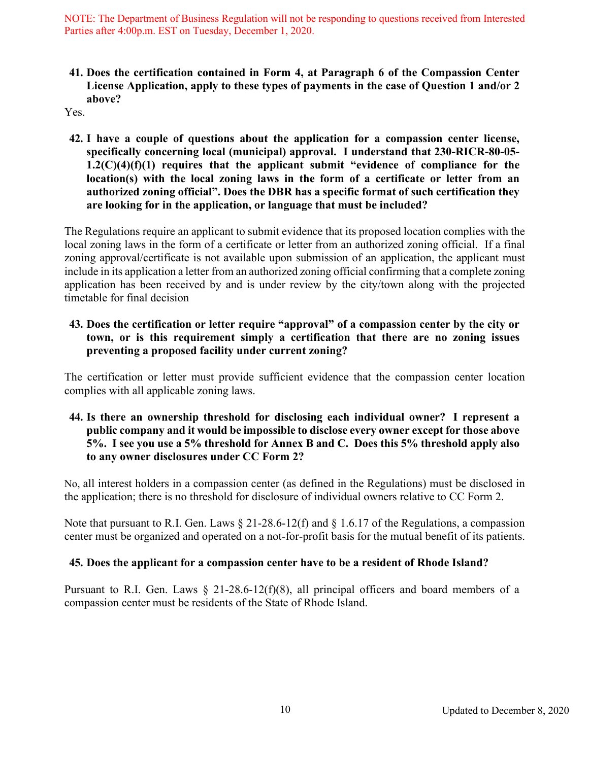NOTE: The Department of Business Regulation will not be responding to questions received from Interested Parties after 4:00p.m. EST on Tuesday, December 1, 2020.

**41. Does the certification contained in Form 4, at Paragraph 6 of the Compassion Center License Application, apply to these types of payments in the case of Question 1 and/or 2 above?**

Yes.

**42. I have a couple of questions about the application for a compassion center license, specifically concerning local (municipal) approval. I understand that 230-RICR-80-05-1.2(C)(4)(f)(1) requires that the applicant submit "evidence of compliance for the location(s) with the local zoning laws in the form of a certificate or letter from an authorized zoning official". Does the DBR has a specific format of such certification they are looking for in the application, or language that must be included?**

The Regulations require an applicant to submit evidence that its proposed location complies with the local zoning laws in the form of a certificate or letter from an authorized zoning official. If a final zoning approval/certificate is not available upon submission of an application, the applicant must include in its application a letter from an authorized zoning official confirming that a complete zoning application has been received by and is under review by the city/town along with the projected timetable for final decision

**43. Does the certification or letter require "approval" of a compassion center by the city or town, or is this requirement simply a certification that there are no zoning issues preventing a proposed facility under current zoning?**

The certification or letter must provide sufficient evidence that the compassion center location complies with all applicable zoning laws.

**44. Is there an ownership threshold for disclosing each individual owner? I represent a public company and it would be impossible to disclose every owner except for those above 5%. I see you use a 5% threshold for Annex B and C. Does this 5% threshold apply also to any owner disclosures under CC Form 2?**

No, all interest holders in a compassion center (as defined in the Regulations) must be disclosed in the application; there is no threshold for disclosure of individual owners relative to CC Form 2.

Note that pursuant to R.I. Gen. Laws § 21-28.6-12(f) and § 1.6.17 of the Regulations, a compassion center must be organized and operated on a not-for-profit basis for the mutual benefit of its patients.

**45. Does the applicant for a compassion center have to be a resident of Rhode Island?**

Pursuant to R.I. Gen. Laws § 21-28.6-12(f)(8), all principal officers and board members of a compassion center must be residents of the State of Rhode Island.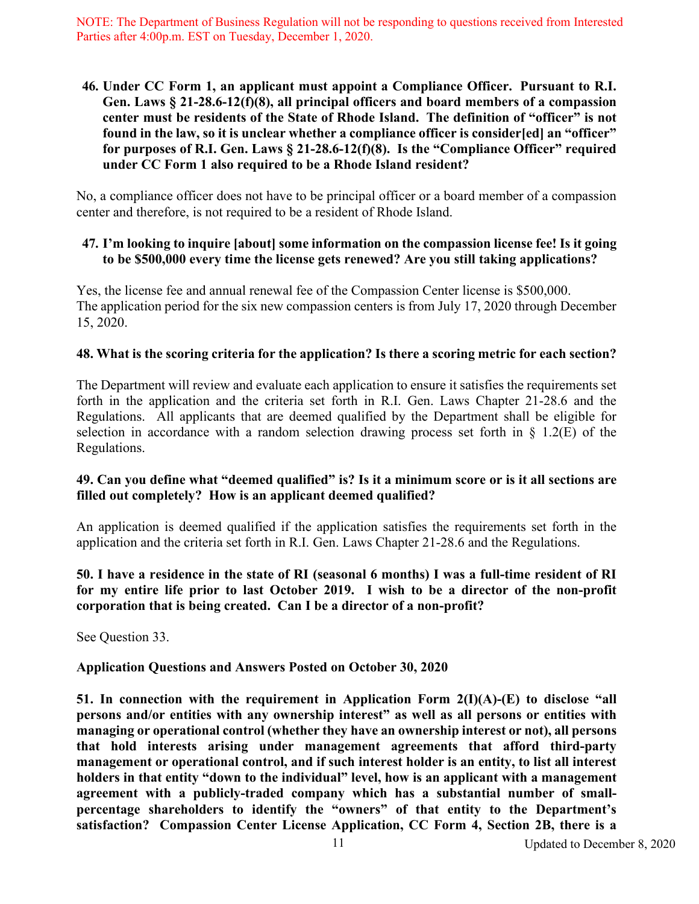NOTE: The Department of Business Regulation will not be responding to questions received from Interested Parties after 4:00p.m. EST on Tuesday, December 1, 2020.

**46. Under CC Form 1, an applicant must appoint a Compliance Officer. Pursuant to R.I. Gen. Laws § 21-28.6-12(f)(8), all principal officers and board members of a compassion center must be residents of the State of Rhode Island. The definition of "officer" is not found in the law, so it is unclear whether a compliance officer is consider[ed] an "officer" for purposes of R.I. Gen. Laws § 21-28.6-12(f)(8). Is the "Compliance Officer" required under CC Form 1 also required to be a Rhode Island resident?**

No, a compliance officer does not have to be principal officer or a board member of a compassion center and therefore, is not required to be a resident of Rhode Island.

**47. I'm looking to inquire [about] some information on the compassion license fee! Is it going to be $500,000 every time the license gets renewed? Are you still taking applications?**

Yes, the license fee and annual renewal fee of the Compassion Center license is $500,000. The application period for the six new compassion centers is from July 17, 2020 through December 15, 2020.

**48. What is the scoring criteria for the application? Is there a scoring metric for each section?**

The Department will review and evaluate each application to ensure it satisfies the requirements set forth in the application and the criteria set forth in R.I. Gen. Laws Chapter 21-28.6 and the Regulations. All applicants that are deemed qualified by the Department shall be eligible for selection in accordance with a random selection drawing process set forth in § 1.2(E) of the Regulations.

**49. Can you define what "deemed qualified" is? Is it a minimum score or is it all sections are filled out completely? How is an applicant deemed qualified?**

An application is deemed qualified if the application satisfies the requirements set forth in the application and the criteria set forth in R.I. Gen. Laws Chapter 21-28.6 and the Regulations.

**50. I have a residence in the state of RI (seasonal 6 months) I was a full-time resident of RI for my entire life prior to last October 2019. I wish to be a director of the non-profit corporation that is being created. Can I be a director of a non-profit?**

See Question 33.

**Application Questions and Answers Posted on October 30, 2020**

**51. In connection with the requirement in Application Form 2(I)(A)-(E) to disclose "all persons and/or entities with any ownership interest" as well as all persons or entities with managing or operational control (whether they have an ownership interest or not), all persons that hold interests arising under management agreements that afford third-party management or operational control, and if such interest holder is an entity, to list all interest holders in that entity "down to the individual" level, how is an applicant with a management agreement with a publicly-traded company which has a substantial number of small-percentage shareholders to identify the "owners" of that entity to the Department's satisfaction? Compassion Center License Application, CC Form 4, Section 2B, there is a**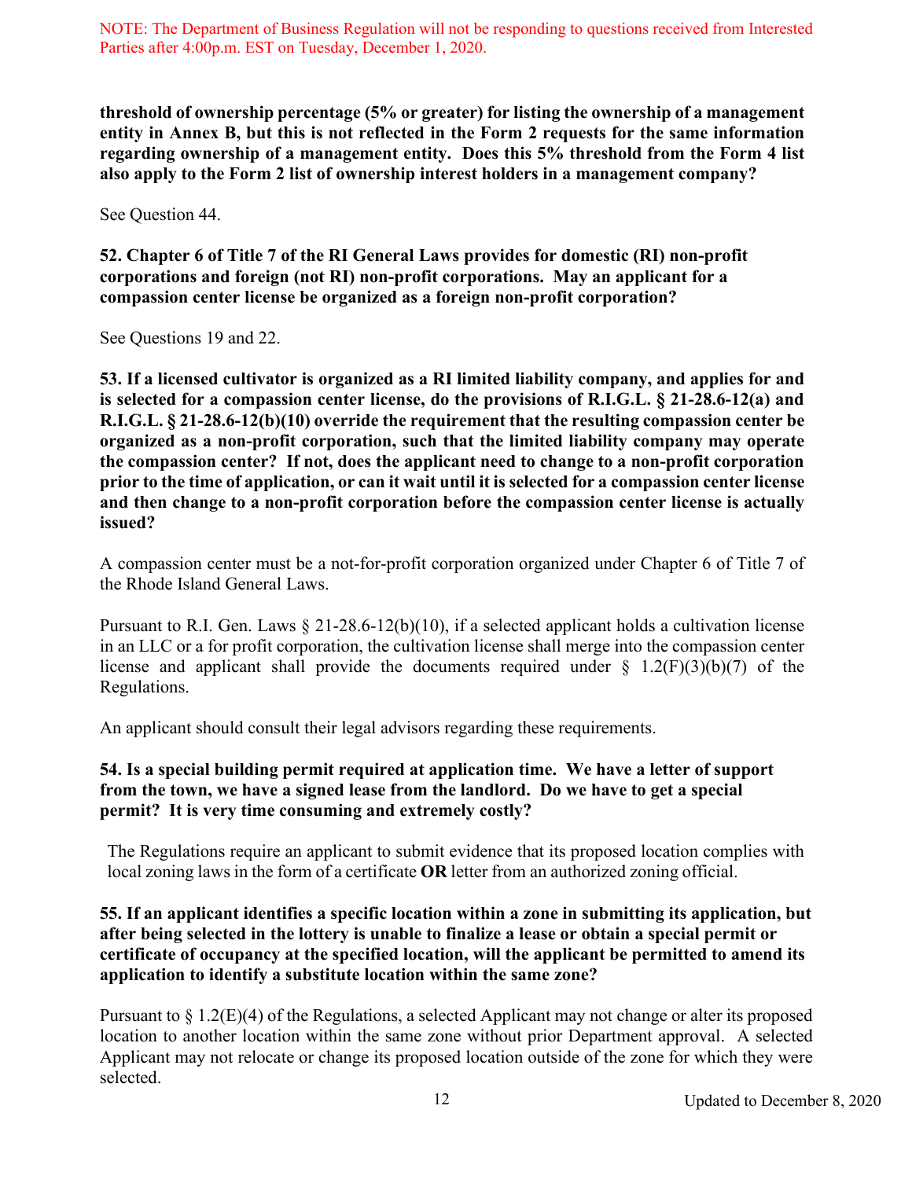NOTE: The Department of Business Regulation will not be responding to questions received from Interested Parties after 4:00p.m. EST on Tuesday, December 1, 2020.

**threshold of ownership percentage (5% or greater) for listing the ownership of a management entity in Annex B, but this is not reflected in the Form 2 requests for the same information regarding ownership of a management entity. Does this 5% threshold from the Form 4 list also apply to the Form 2 list of ownership interest holders in a management company?**

See Question 44.

**52. Chapter 6 of Title 7 of the RI General Laws provides for domestic (RI) non-profit corporations and foreign (not RI) non-profit corporations. May an applicant for a compassion center license be organized as a foreign non-profit corporation?**

See Questions 19 and 22.

**53. If a licensed cultivator is organized as a RI limited liability company, and applies for and is selected for a compassion center license, do the provisions of R.I.G.L. § 21-28.6-12(a) and R.I.G.L. § 21-28.6-12(b)(10) override the requirement that the resulting compassion center be organized as a non-profit corporation, such that the limited liability company may operate the compassion center? If not, does the applicant need to change to a non-profit corporation prior to the time of application, or can it wait until it is selected for a compassion center license and then change to a non-profit corporation before the compassion center license is actually issued?**

A compassion center must be a not-for-profit corporation organized under Chapter 6 of Title 7 of the Rhode Island General Laws.

Pursuant to R.I. Gen. Laws § 21-28.6-12(b)(10), if a selected applicant holds a cultivation license in an LLC or a for profit corporation, the cultivation license shall merge into the compassion center license and applicant shall provide the documents required under § 1.2(F)(3)(b)(7) of the Regulations.

An applicant should consult their legal advisors regarding these requirements.

**54. Is a special building permit required at application time. We have a letter of support from the town, we have a signed lease from the landlord. Do we have to get a special permit? It is very time consuming and extremely costly?**

The Regulations require an applicant to submit evidence that its proposed location complies with local zoning laws in the form of a certificate **OR** letter from an authorized zoning official.

**55. If an applicant identifies a specific location within a zone in submitting its application, but after being selected in the lottery is unable to finalize a lease or obtain a special permit or certificate of occupancy at the specified location, will the applicant be permitted to amend its application to identify a substitute location within the same zone?**

Pursuant to § 1.2(E)(4) of the Regulations, a selected Applicant may not change or alter its proposed location to another location within the same zone without prior Department approval. A selected Applicant may not relocate or change its proposed location outside of the zone for which they were selected.

Updated to December 8, 2020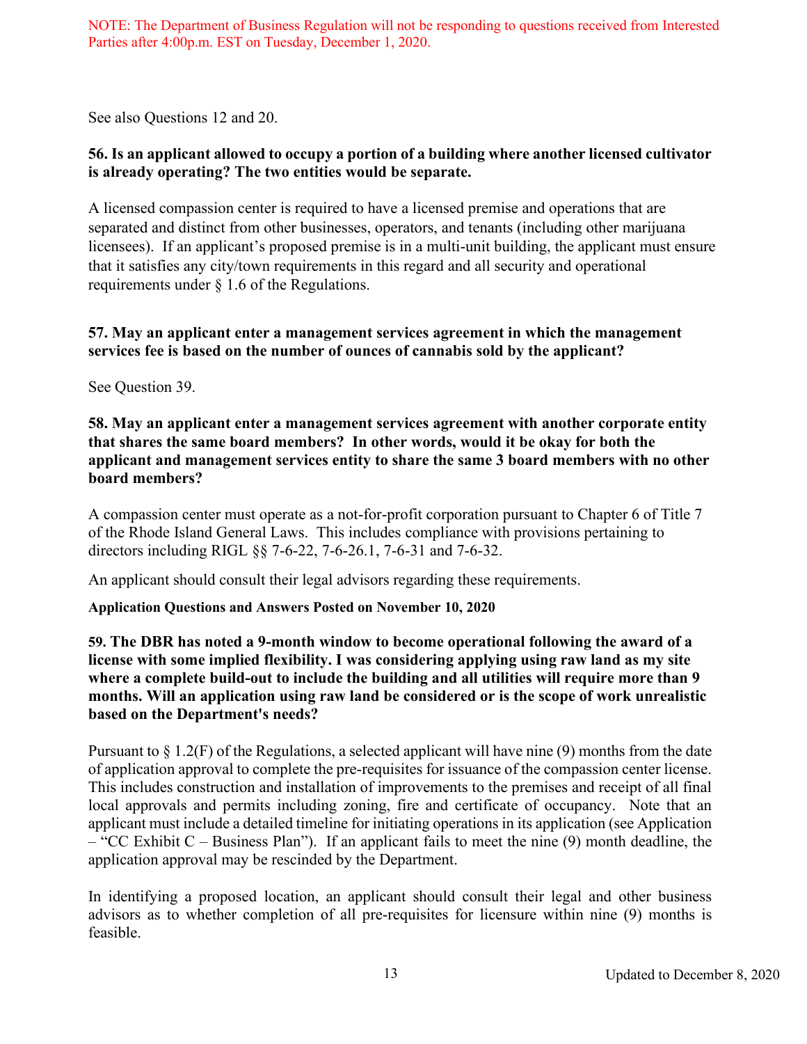NOTE: The Department of Business Regulation will not be responding to questions received from Interested Parties after 4:00p.m. EST on Tuesday, December 1, 2020.

See also Questions 12 and 20.

**56. Is an applicant allowed to occupy a portion of a building where another licensed cultivator is already operating? The two entities would be separate.**

A licensed compassion center is required to have a licensed premise and operations that are separated and distinct from other businesses, operators, and tenants (including other marijuana licensees). If an applicant's proposed premise is in a multi-unit building, the applicant must ensure that it satisfies any city/town requirements in this regard and all security and operational requirements under § 1.6 of the Regulations.

**57. May an applicant enter a management services agreement in which the management services fee is based on the number of ounces of cannabis sold by the applicant?**

See Question 39.

**58. May an applicant enter a management services agreement with another corporate entity that shares the same board members? In other words, would it be okay for both the applicant and management services entity to share the same 3 board members with no other board members?**

A compassion center must operate as a not-for-profit corporation pursuant to Chapter 6 of Title 7 of the Rhode Island General Laws. This includes compliance with provisions pertaining to directors including RIGL §§ 7-6-22, 7-6-26.1, 7-6-31 and 7-6-32.

An applicant should consult their legal advisors regarding these requirements.

**Application Questions and Answers Posted on November 10, 2020**

**59. The DBR has noted a 9-month window to become operational following the award of a license with some implied flexibility. I was considering applying using raw land as my site where a complete build-out to include the building and all utilities will require more than 9 months. Will an application using raw land be considered or is the scope of work unrealistic based on the Department's needs?**

Pursuant to § 1.2(F) of the Regulations, a selected applicant will have nine (9) months from the date of application approval to complete the pre-requisites for issuance of the compassion center license. This includes construction and installation of improvements to the premises and receipt of all final local approvals and permits including zoning, fire and certificate of occupancy. Note that an applicant must include a detailed timeline for initiating operations in its application (see Application – "CC Exhibit C – Business Plan"). If an applicant fails to meet the nine (9) month deadline, the application approval may be rescinded by the Department.

In identifying a proposed location, an applicant should consult their legal and other business advisors as to whether completion of all pre-requisites for licensure within nine (9) months is feasible.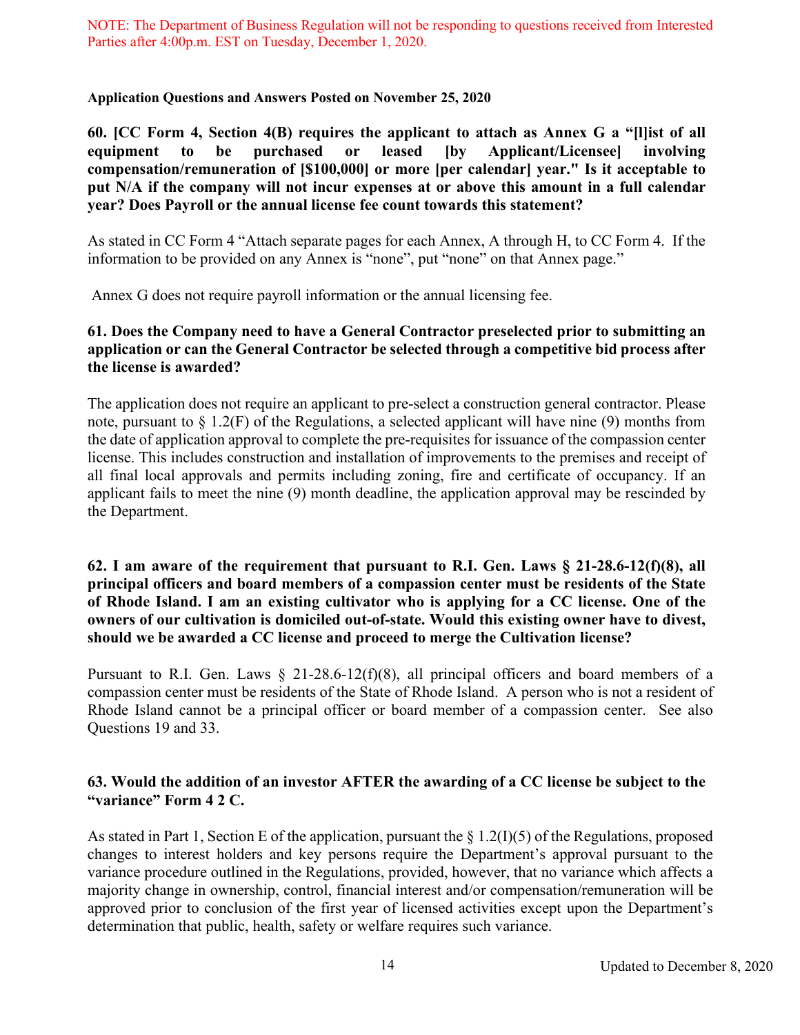NOTE: The Department of Business Regulation will not be responding to questions received from Interested Parties after 4:00p.m. EST on Tuesday, December 1, 2020.

**Application Questions and Answers Posted on November 25, 2020**

**60. [CC Form 4, Section 4(B) requires the applicant to attach as Annex G a "[l]ist of all equipment to be purchased or leased [by Applicant/Licensee] involving compensation/remuneration of [$100,000] or more [per calendar] year." Is it acceptable to put N/A if the company will not incur expenses at or above this amount in a full calendar year? Does Payroll or the annual license fee count towards this statement?**

As stated in CC Form 4 "Attach separate pages for each Annex, A through H, to CC Form 4. If the information to be provided on any Annex is "none", put "none" on that Annex page."

Annex G does not require payroll information or the annual licensing fee.

**61. Does the Company need to have a General Contractor preselected prior to submitting an application or can the General Contractor be selected through a competitive bid process after the license is awarded?**

The application does not require an applicant to pre-select a construction general contractor. Please note, pursuant to § 1.2(F) of the Regulations, a selected applicant will have nine (9) months from the date of application approval to complete the pre-requisites for issuance of the compassion center license. This includes construction and installation of improvements to the premises and receipt of all final local approvals and permits including zoning, fire and certificate of occupancy. If an applicant fails to meet the nine (9) month deadline, the application approval may be rescinded by the Department.

**62. I am aware of the requirement that pursuant to R.I. Gen. Laws § 21-28.6-12(f)(8), all principal officers and board members of a compassion center must be residents of the State of Rhode Island. I am an existing cultivator who is applying for a CC license. One of the owners of our cultivation is domiciled out-of-state. Would this existing owner have to divest, should we be awarded a CC license and proceed to merge the Cultivation license?**

Pursuant to R.I. Gen. Laws § 21-28.6-12(f)(8), all principal officers and board members of a compassion center must be residents of the State of Rhode Island. A person who is not a resident of Rhode Island cannot be a principal officer or board member of a compassion center. See also Questions 19 and 33.

**63. Would the addition of an investor AFTER the awarding of a CC license be subject to the "variance" Form 4 2 C.**

As stated in Part 1, Section E of the application, pursuant the § 1.2(I)(5) of the Regulations, proposed changes to interest holders and key persons require the Department's approval pursuant to the variance procedure outlined in the Regulations, provided, however, that no variance which affects a majority change in ownership, control, financial interest and/or compensation/remuneration will be approved prior to conclusion of the first year of licensed activities except upon the Department's determination that public, health, safety or welfare requires such variance.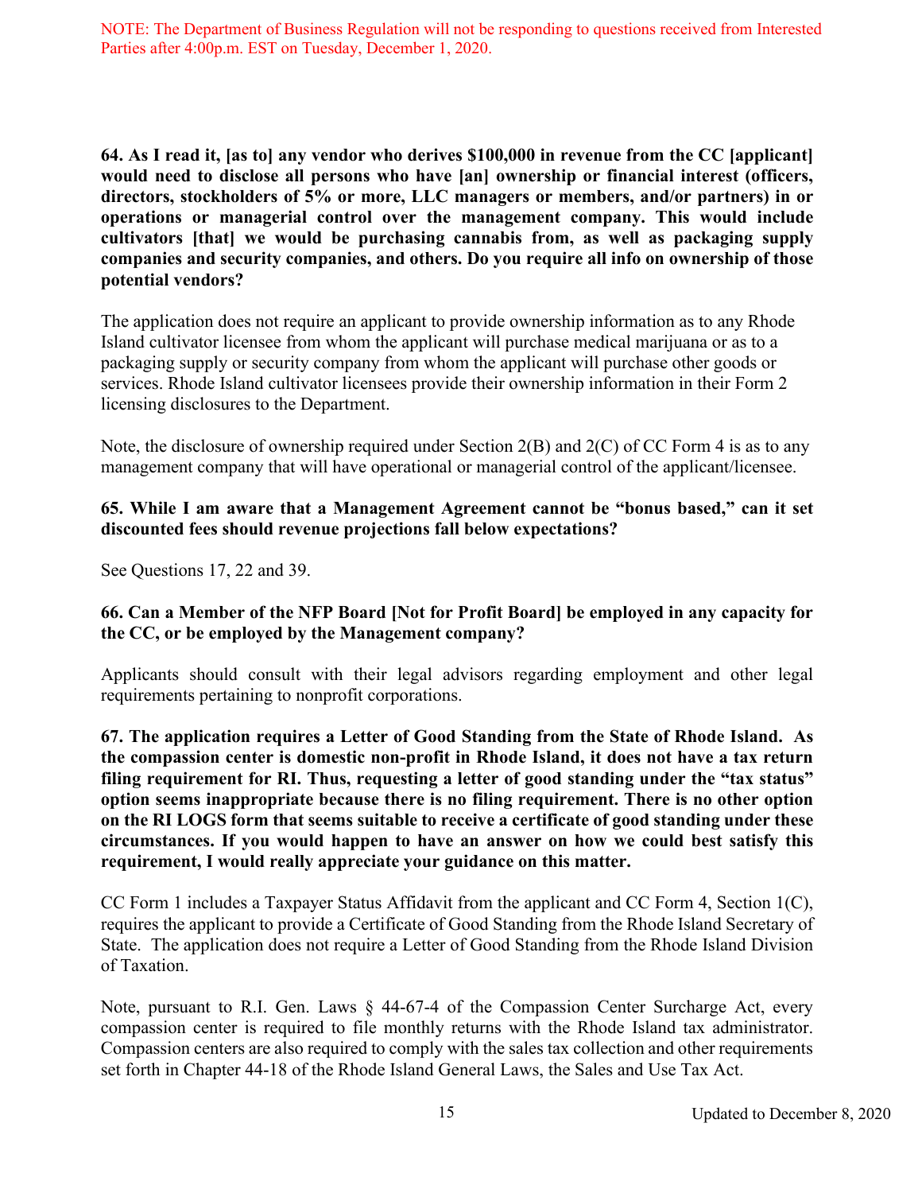NOTE: The Department of Business Regulation will not be responding to questions received from Interested Parties after 4:00p.m. EST on Tuesday, December 1, 2020.

**64. As I read it, [as to] any vendor who derives $100,000 in revenue from the CC [applicant] would need to disclose all persons who have [an] ownership or financial interest (officers, directors, stockholders of 5% or more, LLC managers or members, and/or partners) in or operations or managerial control over the management company. This would include cultivators [that] we would be purchasing cannabis from, as well as packaging supply companies and security companies, and others. Do you require all info on ownership of those potential vendors?**

The application does not require an applicant to provide ownership information as to any Rhode Island cultivator licensee from whom the applicant will purchase medical marijuana or as to a packaging supply or security company from whom the applicant will purchase other goods or services. Rhode Island cultivator licensees provide their ownership information in their Form 2 licensing disclosures to the Department.

Note, the disclosure of ownership required under Section 2(B) and 2(C) of CC Form 4 is as to any management company that will have operational or managerial control of the applicant/licensee.

**65. While I am aware that a Management Agreement cannot be "bonus based," can it set discounted fees should revenue projections fall below expectations?**

See Questions 17, 22 and 39.

**66. Can a Member of the NFP Board [Not for Profit Board] be employed in any capacity for the CC, or be employed by the Management company?**

Applicants should consult with their legal advisors regarding employment and other legal requirements pertaining to nonprofit corporations.

**67. The application requires a Letter of Good Standing from the State of Rhode Island. As the compassion center is domestic non-profit in Rhode Island, it does not have a tax return filing requirement for RI. Thus, requesting a letter of good standing under the "tax status" option seems inappropriate because there is no filing requirement. There is no other option on the RI LOGS form that seems suitable to receive a certificate of good standing under these circumstances. If you would happen to have an answer on how we could best satisfy this requirement, I would really appreciate your guidance on this matter.**

CC Form 1 includes a Taxpayer Status Affidavit from the applicant and CC Form 4, Section 1(C), requires the applicant to provide a Certificate of Good Standing from the Rhode Island Secretary of State. The application does not require a Letter of Good Standing from the Rhode Island Division of Taxation.

Note, pursuant to R.I. Gen. Laws § 44-67-4 of the Compassion Center Surcharge Act, every compassion center is required to file monthly returns with the Rhode Island tax administrator. Compassion centers are also required to comply with the sales tax collection and other requirements set forth in Chapter 44-18 of the Rhode Island General Laws, the Sales and Use Tax Act.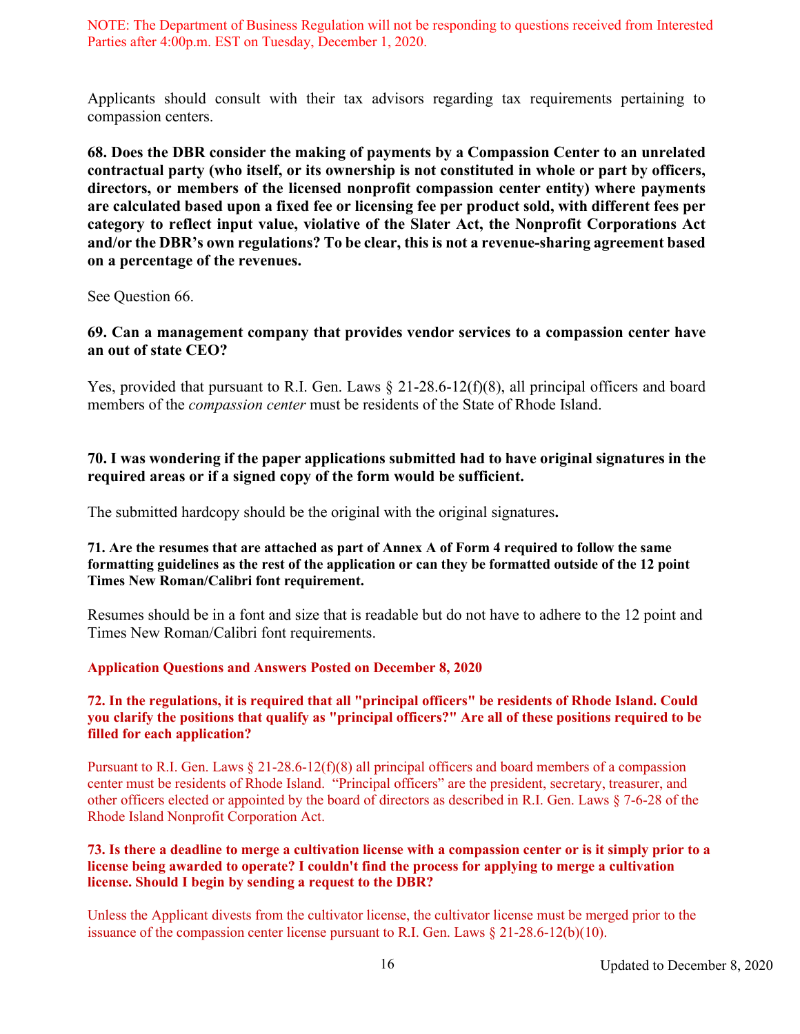NOTE: The Department of Business Regulation will not be responding to questions received from Interested Parties after 4:00p.m. EST on Tuesday, December 1, 2020.

Applicants should consult with their tax advisors regarding tax requirements pertaining to compassion centers.

**68. Does the DBR consider the making of payments by a Compassion Center to an unrelated contractual party (who itself, or its ownership is not constituted in whole or part by officers, directors, or members of the licensed nonprofit compassion center entity) where payments are calculated based upon a fixed fee or licensing fee per product sold, with different fees per category to reflect input value, violative of the Slater Act, the Nonprofit Corporations Act and/or the DBR's own regulations? To be clear, this is not a revenue-sharing agreement based on a percentage of the revenues.**

See Question 66.

**69. Can a management company that provides vendor services to a compassion center have an out of state CEO?**

Yes, provided that pursuant to R.I. Gen. Laws § 21-28.6-12(f)(8), all principal officers and board members of the *compassion center* must be residents of the State of Rhode Island.

**70. I was wondering if the paper applications submitted had to have original signatures in the required areas or if a signed copy of the form would be sufficient.**

The submitted hardcopy should be the original with the original signatures**.**

**71. Are the resumes that are attached as part of Annex A of Form 4 required to follow the same formatting guidelines as the rest of the application or can they be formatted outside of the 12 point Times New Roman/Calibri font requirement.**

Resumes should be in a font and size that is readable but do not have to adhere to the 12 point and Times New Roman/Calibri font requirements.

**Application Questions and Answers Posted on December 8, 2020**

**72. In the regulations, it is required that all "principal officers" be residents of Rhode Island. Could you clarify the positions that qualify as "principal officers?" Are all of these positions required to be filled for each application?**

Pursuant to R.I. Gen. Laws § 21-28.6-12(f)(8) all principal officers and board members of a compassion center must be residents of Rhode Island. "Principal officers" are the president, secretary, treasurer, and other officers elected or appointed by the board of directors as described in R.I. Gen. Laws § 7-6-28 of the Rhode Island Nonprofit Corporation Act.

**73. Is there a deadline to merge a cultivation license with a compassion center or is it simply prior to a license being awarded to operate? I couldn't find the process for applying to merge a cultivation license. Should I begin by sending a request to the DBR?**

Unless the Applicant divests from the cultivator license, the cultivator license must be merged prior to the issuance of the compassion center license pursuant to R.I. Gen. Laws § 21-28.6-12(b)(10).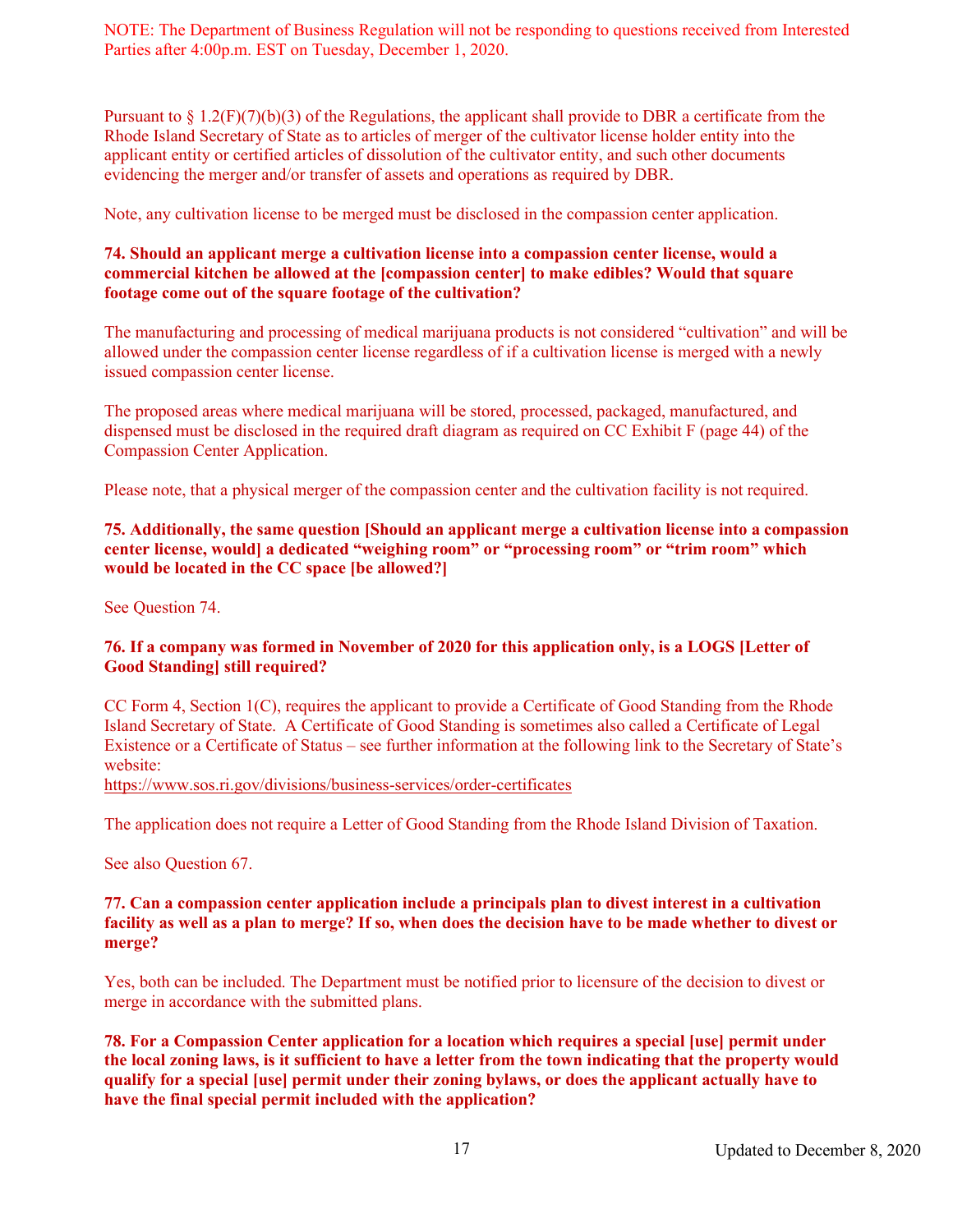NOTE: The Department of Business Regulation will not be responding to questions received from Interested Parties after 4:00p.m. EST on Tuesday, December 1, 2020.

Pursuant to § 1.2(F)(7)(b)(3) of the Regulations, the applicant shall provide to DBR a certificate from the Rhode Island Secretary of State as to articles of merger of the cultivator license holder entity into the applicant entity or certified articles of dissolution of the cultivator entity, and such other documents evidencing the merger and/or transfer of assets and operations as required by DBR.

Note, any cultivation license to be merged must be disclosed in the compassion center application.

**74. Should an applicant merge a cultivation license into a compassion center license, would a commercial kitchen be allowed at the [compassion center] to make edibles? Would that square footage come out of the square footage of the cultivation?**

The manufacturing and processing of medical marijuana products is not considered "cultivation" and will be allowed under the compassion center license regardless of if a cultivation license is merged with a newly issued compassion center license.

The proposed areas where medical marijuana will be stored, processed, packaged, manufactured, and dispensed must be disclosed in the required draft diagram as required on CC Exhibit F (page 44) of the Compassion Center Application.

Please note, that a physical merger of the compassion center and the cultivation facility is not required.

**75. Additionally, the same question [Should an applicant merge a cultivation license into a compassion center license, would] a dedicated "weighing room" or "processing room" or "trim room" which would be located in the CC space [be allowed?]**

See Question 74.

**76. If a company was formed in November of 2020 for this application only, is a LOGS [Letter of Good Standing] still required?**

CC Form 4, Section 1(C), requires the applicant to provide a Certificate of Good Standing from the Rhode Island Secretary of State. A Certificate of Good Standing is sometimes also called a Certificate of Legal Existence or a Certificate of Status – see further information at the following link to the Secretary of State's website:
https://www.sos.ri.gov/divisions/business-services/order-certificates

The application does not require a Letter of Good Standing from the Rhode Island Division of Taxation.

See also Question 67.

**77. Can a compassion center application include a principals plan to divest interest in a cultivation facility as well as a plan to merge? If so, when does the decision have to be made whether to divest or merge?**

Yes, both can be included. The Department must be notified prior to licensure of the decision to divest or merge in accordance with the submitted plans.

**78. For a Compassion Center application for a location which requires a special [use] permit under the local zoning laws, is it sufficient to have a letter from the town indicating that the property would qualify for a special [use] permit under their zoning bylaws, or does the applicant actually have to have the final special permit included with the application?**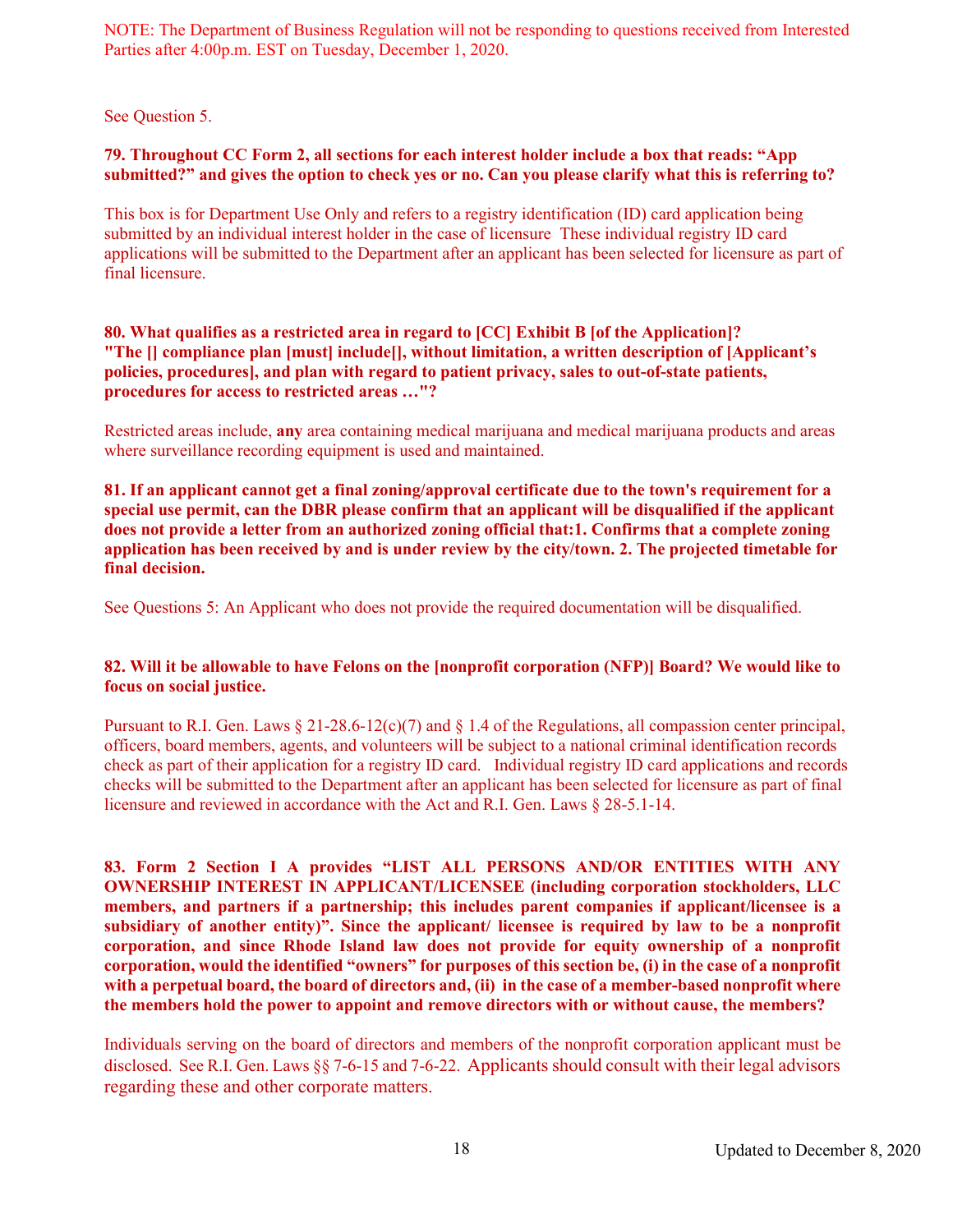NOTE: The Department of Business Regulation will not be responding to questions received from Interested Parties after 4:00p.m. EST on Tuesday, December 1, 2020.

See Question 5.

**79. Throughout CC Form 2, all sections for each interest holder include a box that reads: "App submitted?" and gives the option to check yes or no. Can you please clarify what this is referring to?**

This box is for Department Use Only and refers to a registry identification (ID) card application being submitted by an individual interest holder in the case of licensure These individual registry ID card applications will be submitted to the Department after an applicant has been selected for licensure as part of final licensure.

**80. What qualifies as a restricted area in regard to [CC] Exhibit B [of the Application]? "The [] compliance plan [must] include[], without limitation, a written description of [Applicant's policies, procedures], and plan with regard to patient privacy, sales to out-of-state patients, procedures for access to restricted areas …"?**

Restricted areas include, **any** area containing medical marijuana and medical marijuana products and areas where surveillance recording equipment is used and maintained.

**81. If an applicant cannot get a final zoning/approval certificate due to the town's requirement for a special use permit, can the DBR please confirm that an applicant will be disqualified if the applicant does not provide a letter from an authorized zoning official that:1. Confirms that a complete zoning application has been received by and is under review by the city/town. 2. The projected timetable for final decision.**

See Questions 5: An Applicant who does not provide the required documentation will be disqualified.

**82. Will it be allowable to have Felons on the [nonprofit corporation (NFP)] Board? We would like to focus on social justice.**

Pursuant to R.I. Gen. Laws § 21-28.6-12(c)(7) and § 1.4 of the Regulations, all compassion center principal, officers, board members, agents, and volunteers will be subject to a national criminal identification records check as part of their application for a registry ID card. Individual registry ID card applications and records checks will be submitted to the Department after an applicant has been selected for licensure as part of final licensure and reviewed in accordance with the Act and R.I. Gen. Laws § 28-5.1-14.

**83. Form 2 Section I A provides "LIST ALL PERSONS AND/OR ENTITIES WITH ANY OWNERSHIP INTEREST IN APPLICANT/LICENSEE (including corporation stockholders, LLC members, and partners if a partnership; this includes parent companies if applicant/licensee is a subsidiary of another entity)". Since the applicant/ licensee is required by law to be a nonprofit corporation, and since Rhode Island law does not provide for equity ownership of a nonprofit corporation, would the identified "owners" for purposes of this section be, (i) in the case of a nonprofit with a perpetual board, the board of directors and, (ii) in the case of a member-based nonprofit where the members hold the power to appoint and remove directors with or without cause, the members?**

Individuals serving on the board of directors and members of the nonprofit corporation applicant must be disclosed. See R.I. Gen. Laws §§ 7-6-15 and 7-6-22. Applicants should consult with their legal advisors regarding these and other corporate matters.

Updated to December 8, 2020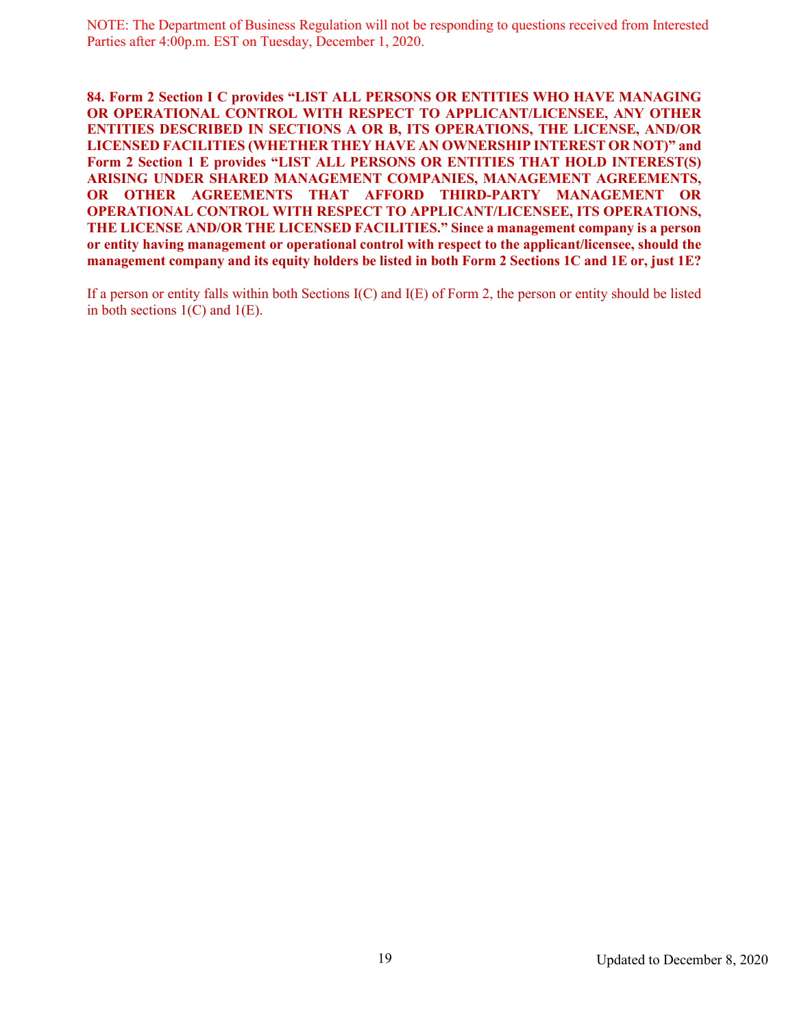NOTE: The Department of Business Regulation will not be responding to questions received from Interested Parties after 4:00p.m. EST on Tuesday, December 1, 2020.

**84. Form 2 Section I C provides "LIST ALL PERSONS OR ENTITIES WHO HAVE MANAGING OR OPERATIONAL CONTROL WITH RESPECT TO APPLICANT/LICENSEE, ANY OTHER ENTITIES DESCRIBED IN SECTIONS A OR B, ITS OPERATIONS, THE LICENSE, AND/OR LICENSED FACILITIES (WHETHER THEY HAVE AN OWNERSHIP INTEREST OR NOT)" and Form 2 Section 1 E provides "LIST ALL PERSONS OR ENTITIES THAT HOLD INTEREST(S) ARISING UNDER SHARED MANAGEMENT COMPANIES, MANAGEMENT AGREEMENTS, OR OTHER AGREEMENTS THAT AFFORD THIRD-PARTY MANAGEMENT OR OPERATIONAL CONTROL WITH RESPECT TO APPLICANT/LICENSEE, ITS OPERATIONS, THE LICENSE AND/OR THE LICENSED FACILITIES." Since a management company is a person or entity having management or operational control with respect to the applicant/licensee, should the management company and its equity holders be listed in both Form 2 Sections 1C and 1E or, just 1E?**

If a person or entity falls within both Sections I(C) and I(E) of Form 2, the person or entity should be listed in both sections 1(C) and 1(E).

Updated to December 8, 2020